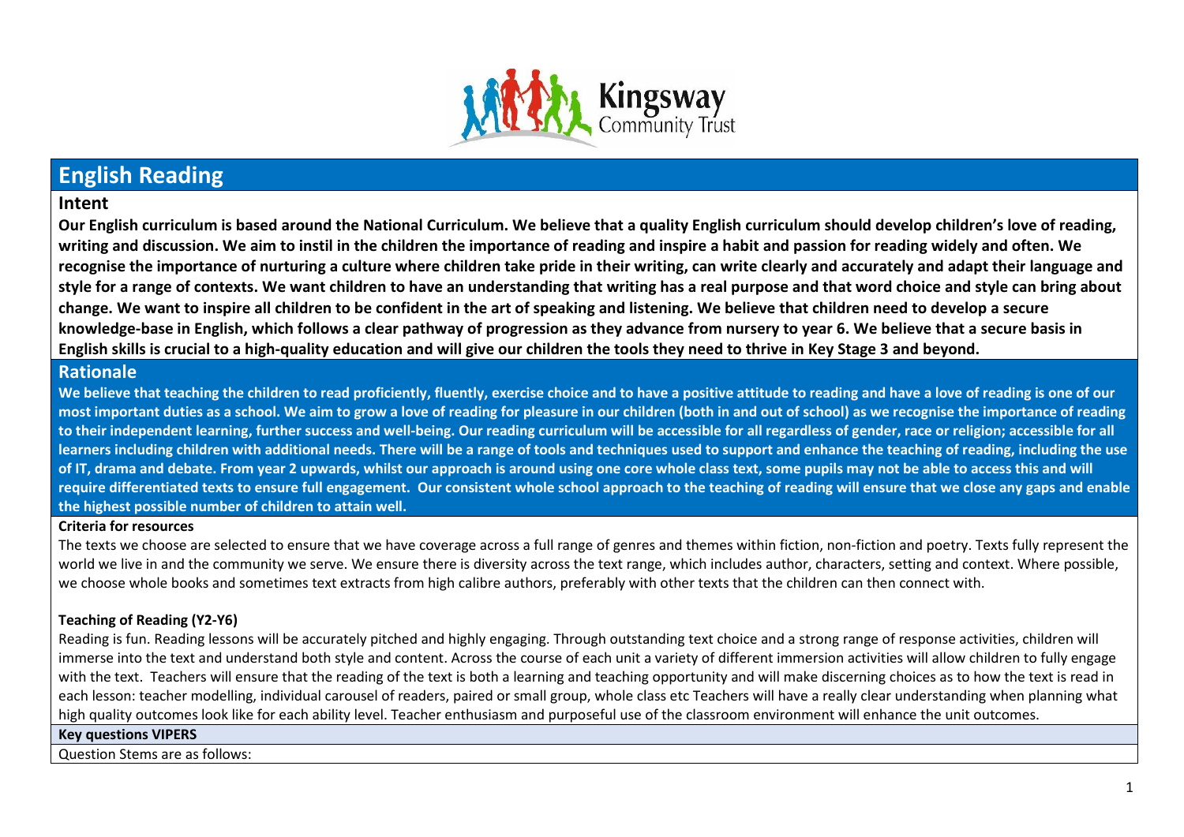Kingsway Community Trust

# English Reading

## Intent

**Our English curriculum is based around the National Curriculum. We believe that a quality English curriculum should develop children's love of reading, writing and discussion. We aim to instil in the children the importance of reading and inspire a habit and passion for reading widely and often. We recognise the importance of nurturing a culture where children take pride in their writing, can write clearly and accurately and adapt their language and style for a range of contexts. We want children to have an understanding that writing has a real purpose and that word choice and style can bring about change. We want to inspire all children to be confident in the art of speaking and listening. We believe that children need to develop a secure knowledge-base in English, which follows a clear pathway of progression as they advance from nursery to year 6. We believe that a secure basis in English skills is crucial to a high-quality education and will give our children the tools they need to thrive in Key Stage 3 and beyond.**

## Rationale

**We believe that teaching the children to read proficiently, fluently, exercise choice and to have a positive attitude to reading and have a love of reading is one of our most important duties as a school. We aim to grow a love of reading for pleasure in our children (both in and out of school) as we recognise the importance of reading to their independent learning, further success and well-being. Our reading curriculum will be accessible for all regardless of gender, race or religion; accessible for all learners including children with additional needs. There will be a range of tools and techniques used to support and enhance the teaching of reading, including the use of IT, drama and debate. From year 2 upwards, whilst our approach is around using one core whole class text, some pupils may not be able to access this and will require differentiated texts to ensure full engagement. Our consistent whole school approach to the teaching of reading will ensure that we close any gaps and enable the highest possible number of children to attain well.**

### Criteria for resources

The texts we choose are selected to ensure that we have coverage across a full range of genres and themes within fiction, non-fiction and poetry. Texts fully represent the world we live in and the community we serve. We ensure there is diversity across the text range, which includes author, characters, setting and context. Where possible, we choose whole books and sometimes text extracts from high calibre authors, preferably with other texts that the children can then connect with.

### Teaching of Reading (Y2-Y6)

Reading is fun. Reading lessons will be accurately pitched and highly engaging. Through outstanding text choice and a strong range of response activities, children will immerse into the text and understand both style and content. Across the course of each unit a variety of different immersion activities will allow children to fully engage with the text. Teachers will ensure that the reading of the text is both a learning and teaching opportunity and will make discerning choices as to how the text is read in each lesson: teacher modelling, individual carousel of readers, paired or small group, whole class etc Teachers will have a really clear understanding when planning what high quality outcomes look like for each ability level. Teacher enthusiasm and purposeful use of the classroom environment will enhance the unit outcomes.

### Key questions VIPERS

Question Stems are as follows: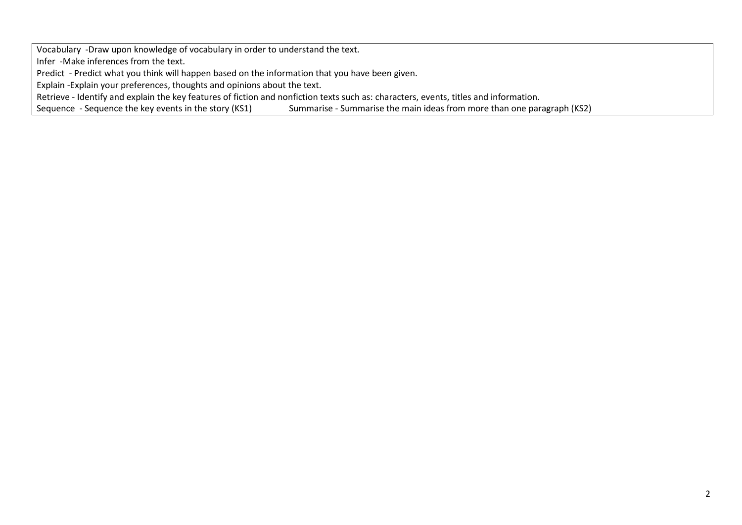Vocabulary -Draw upon knowledge of vocabulary in order to understand the text.
Infer -Make inferences from the text.
Predict - Predict what you think will happen based on the information that you have been given.
Explain -Explain your preferences, thoughts and opinions about the text.
Retrieve - Identify and explain the key features of fiction and nonfiction texts such as: characters, events, titles and information.
Sequence - Sequence the key events in the story (KS1) Summarise - Summarise the main ideas from more than one paragraph (KS2)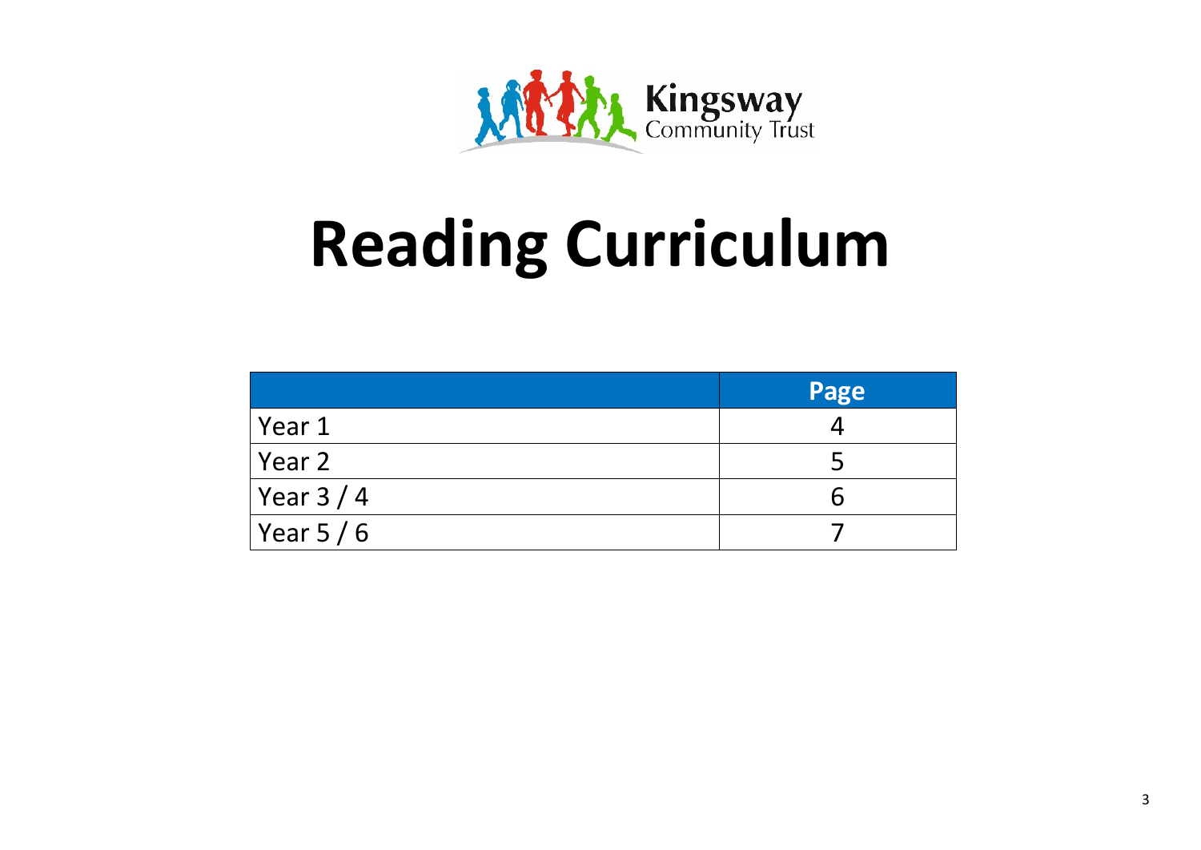Kingsway Community Trust

# Reading Curriculum

| | Page |
|---|---|
| Year 1 | 4 |
| Year 2 | 5 |
| Year 3 / 4 | 6 |
| Year 5 / 6 | 7 |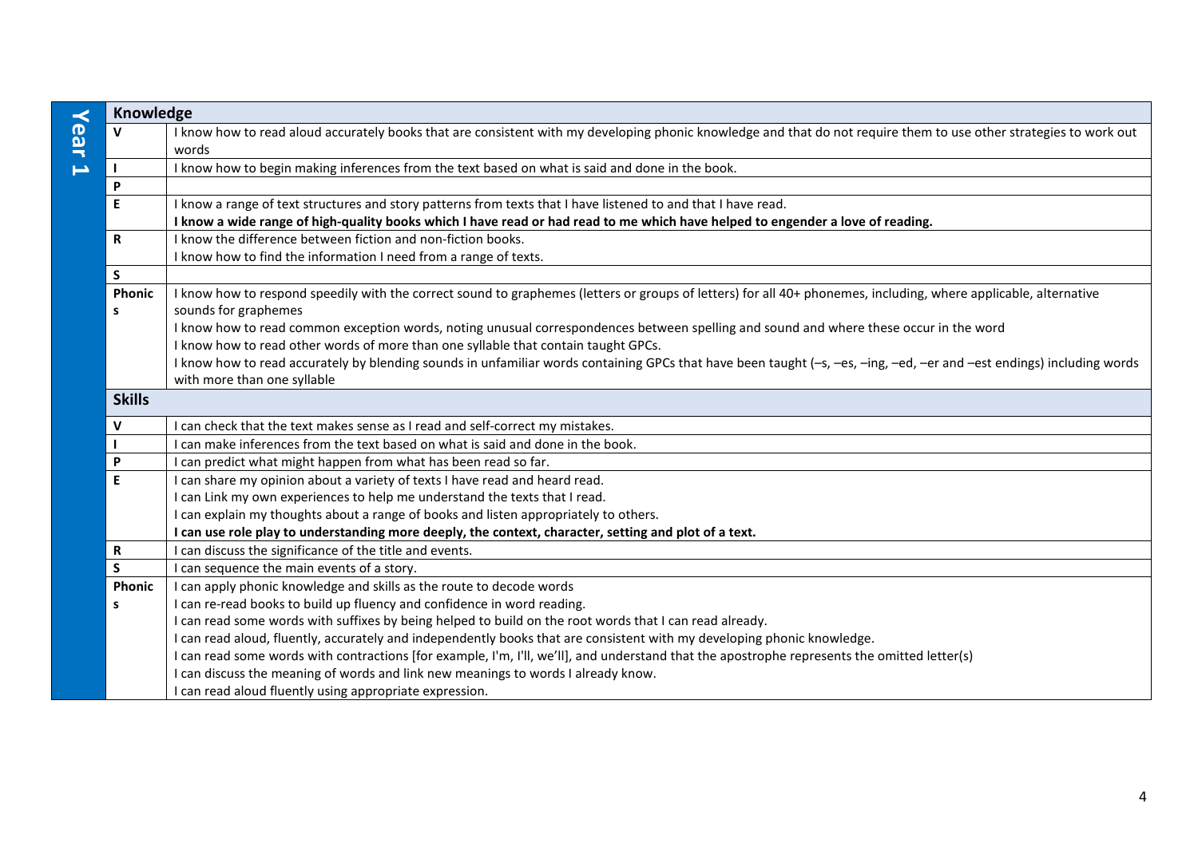## Year 1

| Knowledge | |
|---|---|
| V | I know how to read aloud accurately books that are consistent with my developing phonic knowledge and that do not require them to use other strategies to work out words |
| I | I know how to begin making inferences from the text based on what is said and done in the book. |
| P | |
| E | I know a range of text structures and story patterns from texts that I have listened to and that I have read.<br>**I know a wide range of high-quality books which I have read or had read to me which have helped to engender a love of reading.** |
| R | I know the difference between fiction and non-fiction books.<br>I know how to find the information I need from a range of texts. |
| S | |
| Phonics | I know how to respond speedily with the correct sound to graphemes (letters or groups of letters) for all 40+ phonemes, including, where applicable, alternative sounds for graphemes<br>I know how to read common exception words, noting unusual correspondences between spelling and sound and where these occur in the word<br>I know how to read other words of more than one syllable that contain taught GPCs.<br>I know how to read accurately by blending sounds in unfamiliar words containing GPCs that have been taught (–s, –es, –ing, –ed, –er and –est endings) including words with more than one syllable |
| **Skills** | |
| V | I can check that the text makes sense as I read and self-correct my mistakes. |
| I | I can make inferences from the text based on what is said and done in the book. |
| P | I can predict what might happen from what has been read so far. |
| E | I can share my opinion about a variety of texts I have read and heard read.<br>I can Link my own experiences to help me understand the texts that I read.<br>I can explain my thoughts about a range of books and listen appropriately to others.<br>**I can use role play to understanding more deeply, the context, character, setting and plot of a text.** |
| R | I can discuss the significance of the title and events. |
| S | I can sequence the main events of a story. |
| Phonics | I can apply phonic knowledge and skills as the route to decode words<br>I can re-read books to build up fluency and confidence in word reading.<br>I can read some words with suffixes by being helped to build on the root words that I can read already.<br>I can read aloud, fluently, accurately and independently books that are consistent with my developing phonic knowledge.<br>I can read some words with contractions [for example, I'm, I'll, we'll], and understand that the apostrophe represents the omitted letter(s)<br>I can discuss the meaning of words and link new meanings to words I already know.<br>I can read aloud fluently using appropriate expression. |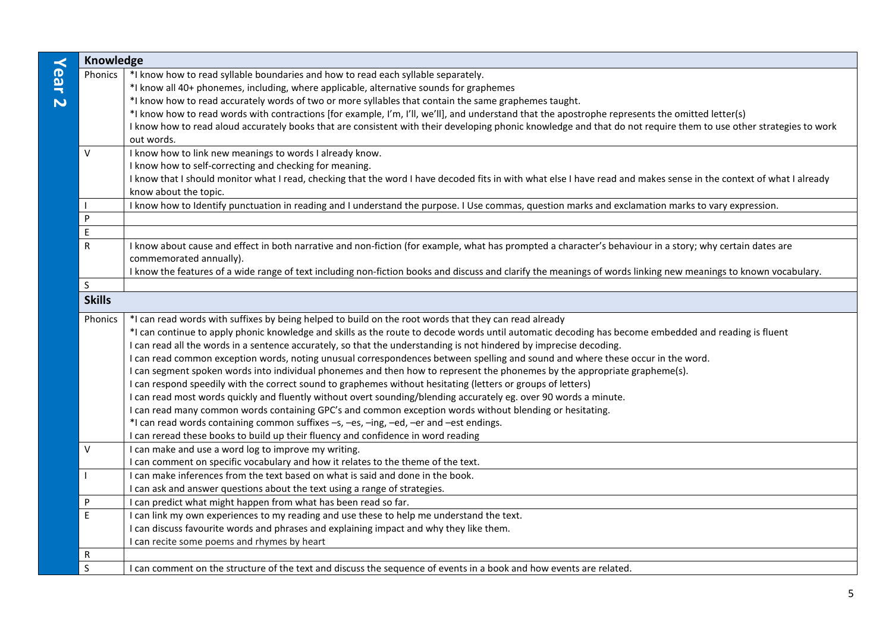## Year 2

| | |
|---|---|
| **Knowledge** | |
| Phonics | *I know how to read syllable boundaries and how to read each syllable separately.<br>*I know all 40+ phonemes, including, where applicable, alternative sounds for graphemes<br>*I know how to read accurately words of two or more syllables that contain the same graphemes taught.<br>*I know how to read words with contractions [for example, I'm, I'll, we'll], and understand that the apostrophe represents the omitted letter(s)<br>I know how to read aloud accurately books that are consistent with their developing phonic knowledge and that do not require them to use other strategies to work out words. |
| V | I know how to link new meanings to words I already know.<br>I know how to self-correcting and checking for meaning.<br>I know that I should monitor what I read, checking that the word I have decoded fits in with what else I have read and makes sense in the context of what I already know about the topic. |
| I | I know how to Identify punctuation in reading and I understand the purpose. I Use commas, question marks and exclamation marks to vary expression. |
| P | |
| E | |
| R | I know about cause and effect in both narrative and non-fiction (for example, what has prompted a character's behaviour in a story; why certain dates are commemorated annually).<br>I know the features of a wide range of text including non-fiction books and discuss and clarify the meanings of words linking new meanings to known vocabulary. |
| S | |
| **Skills** | |
| Phonics | *I can read words with suffixes by being helped to build on the root words that they can read already<br>*I can continue to apply phonic knowledge and skills as the route to decode words until automatic decoding has become embedded and reading is fluent<br>I can read all the words in a sentence accurately, so that the understanding is not hindered by imprecise decoding.<br>I can read common exception words, noting unusual correspondences between spelling and sound and where these occur in the word.<br>I can segment spoken words into individual phonemes and then how to represent the phonemes by the appropriate grapheme(s).<br>I can respond speedily with the correct sound to graphemes without hesitating (letters or groups of letters)<br>I can read most words quickly and fluently without overt sounding/blending accurately eg. over 90 words a minute.<br>I can read many common words containing GPC's and common exception words without blending or hesitating.<br>*I can read words containing common suffixes –s, –es, –ing, –ed, –er and –est endings.<br>I can reread these books to build up their fluency and confidence in word reading |
| V | I can make and use a word log to improve my writing.<br>I can comment on specific vocabulary and how it relates to the theme of the text. |
| I | I can make inferences from the text based on what is said and done in the book.<br>I can ask and answer questions about the text using a range of strategies. |
| P | I can predict what might happen from what has been read so far. |
| E | I can link my own experiences to my reading and use these to help me understand the text.<br>I can discuss favourite words and phrases and explaining impact and why they like them.<br>I can recite some poems and rhymes by heart |
| R | |
| S | I can comment on the structure of the text and discuss the sequence of events in a book and how events are related. |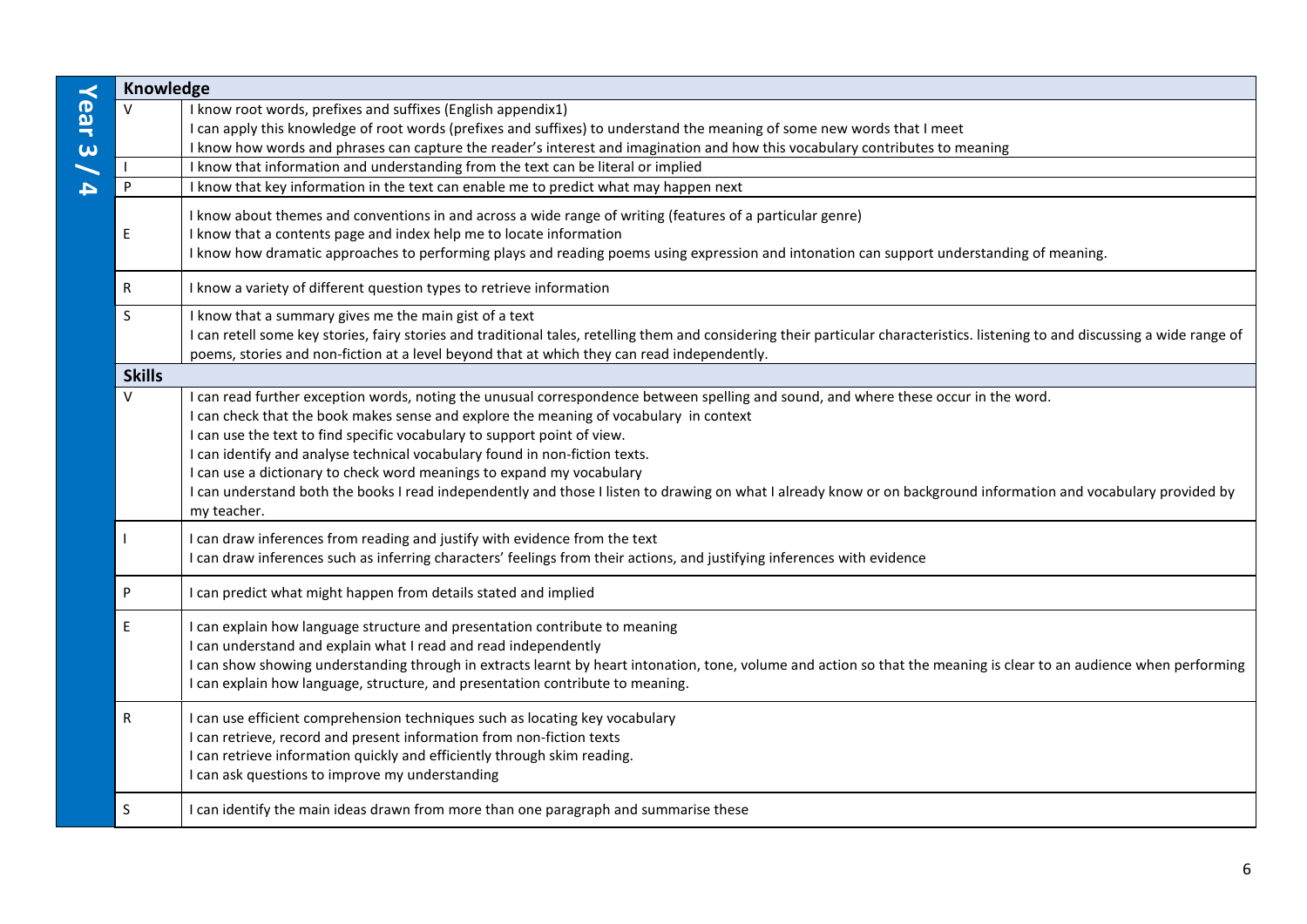## Year 3 / 4

| Knowledge | |
|---|---|
| V | I know root words, prefixes and suffixes (English appendix1)<br>I can apply this knowledge of root words (prefixes and suffixes) to understand the meaning of some new words that I meet<br>I know how words and phrases can capture the reader's interest and imagination and how this vocabulary contributes to meaning |
| I | I know that information and understanding from the text can be literal or implied |
| P | I know that key information in the text can enable me to predict what may happen next |
| E | I know about themes and conventions in and across a wide range of writing (features of a particular genre)<br>I know that a contents page and index help me to locate information<br>I know how dramatic approaches to performing plays and reading poems using expression and intonation can support understanding of meaning. |
| R | I know a variety of different question types to retrieve information |
| S | I know that a summary gives me the main gist of a text<br>I can retell some key stories, fairy stories and traditional tales, retelling them and considering their particular characteristics. listening to and discussing a wide range of poems, stories and non-fiction at a level beyond that at which they can read independently. |
| **Skills** | |
| V | I can read further exception words, noting the unusual correspondence between spelling and sound, and where these occur in the word.<br>I can check that the book makes sense and explore the meaning of vocabulary in context<br>I can use the text to find specific vocabulary to support point of view.<br>I can identify and analyse technical vocabulary found in non-fiction texts.<br>I can use a dictionary to check word meanings to expand my vocabulary<br>I can understand both the books I read independently and those I listen to drawing on what I already know or on background information and vocabulary provided by my teacher. |
| I | I can draw inferences from reading and justify with evidence from the text<br>I can draw inferences such as inferring characters' feelings from their actions, and justifying inferences with evidence |
| P | I can predict what might happen from details stated and implied |
| E | I can explain how language structure and presentation contribute to meaning<br>I can understand and explain what I read and read independently<br>I can show showing understanding through in extracts learnt by heart intonation, tone, volume and action so that the meaning is clear to an audience when performing<br>I can explain how language, structure, and presentation contribute to meaning. |
| R | I can use efficient comprehension techniques such as locating key vocabulary<br>I can retrieve, record and present information from non-fiction texts<br>I can retrieve information quickly and efficiently through skim reading.<br>I can ask questions to improve my understanding |
| S | I can identify the main ideas drawn from more than one paragraph and summarise these |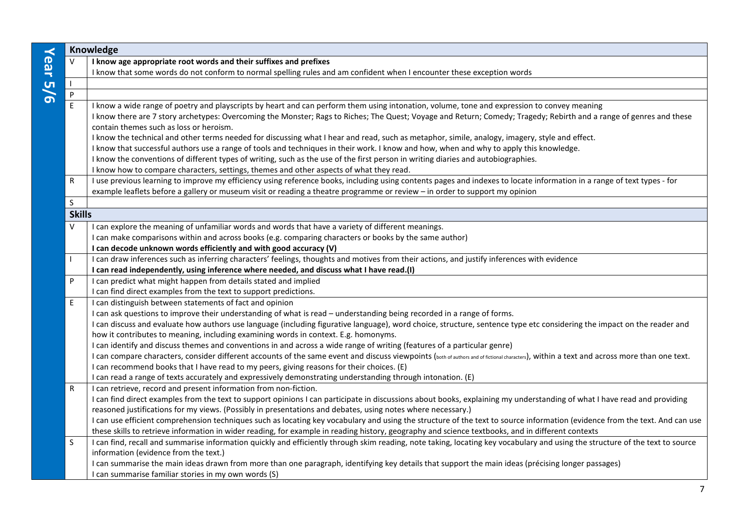## Year 5/6

| | |
|---|---|
| **Knowledge** | |
| V | **I know age appropriate root words and their suffixes and prefixes**<br>I know that some words do not conform to normal spelling rules and am confident when I encounter these exception words |
| I | |
| P | |
| E | I know a wide range of poetry and playscripts by heart and can perform them using intonation, volume, tone and expression to convey meaning<br>I know there are 7 story archetypes: Overcoming the Monster; Rags to Riches; The Quest; Voyage and Return; Comedy; Tragedy; Rebirth and a range of genres and these contain themes such as loss or heroism.<br>I know the technical and other terms needed for discussing what I hear and read, such as metaphor, simile, analogy, imagery, style and effect.<br>I know that successful authors use a range of tools and techniques in their work. I know and how, when and why to apply this knowledge.<br>I know the conventions of different types of writing, such as the use of the first person in writing diaries and autobiographies.<br>I know how to compare characters, settings, themes and other aspects of what they read. |
| R | I use previous learning to improve my efficiency using reference books, including using contents pages and indexes to locate information in a range of text types - for example leaflets before a gallery or museum visit or reading a theatre programme or review – in order to support my opinion |
| S | |
| **Skills** | |
| V | I can explore the meaning of unfamiliar words and words that have a variety of different meanings.<br>I can make comparisons within and across books (e.g. comparing characters or books by the same author)<br>**I can decode unknown words efficiently and with good accuracy (V)** |
| I | I can draw inferences such as inferring characters' feelings, thoughts and motives from their actions, and justify inferences with evidence<br>**I can read independently, using inference where needed, and discuss what I have read.(I)** |
| P | I can predict what might happen from details stated and implied<br>I can find direct examples from the text to support predictions. |
| E | I can distinguish between statements of fact and opinion<br>I can ask questions to improve their understanding of what is read – understanding being recorded in a range of forms.<br>I can discuss and evaluate how authors use language (including figurative language), word choice, structure, sentence type etc considering the impact on the reader and how it contributes to meaning, including examining words in context. E.g. homonyms.<br>I can identify and discuss themes and conventions in and across a wide range of writing (features of a particular genre)<br>I can compare characters, consider different accounts of the same event and discuss viewpoints (both of authors and of fictional characters), within a text and across more than one text.<br>I can recommend books that I have read to my peers, giving reasons for their choices. (E)<br>I can read a range of texts accurately and expressively demonstrating understanding through intonation. (E) |
| R | I can retrieve, record and present information from non-fiction.<br>I can find direct examples from the text to support opinions I can participate in discussions about books, explaining my understanding of what I have read and providing reasoned justifications for my views. (Possibly in presentations and debates, using notes where necessary.)<br>I can use efficient comprehension techniques such as locating key vocabulary and using the structure of the text to source information (evidence from the text. And can use these skills to retrieve information in wider reading, for example in reading history, geography and science textbooks, and in different contexts |
| S | I can find, recall and summarise information quickly and efficiently through skim reading, note taking, locating key vocabulary and using the structure of the text to source information (evidence from the text.)<br>I can summarise the main ideas drawn from more than one paragraph, identifying key details that support the main ideas (précising longer passages)<br>I can summarise familiar stories in my own words (S) |